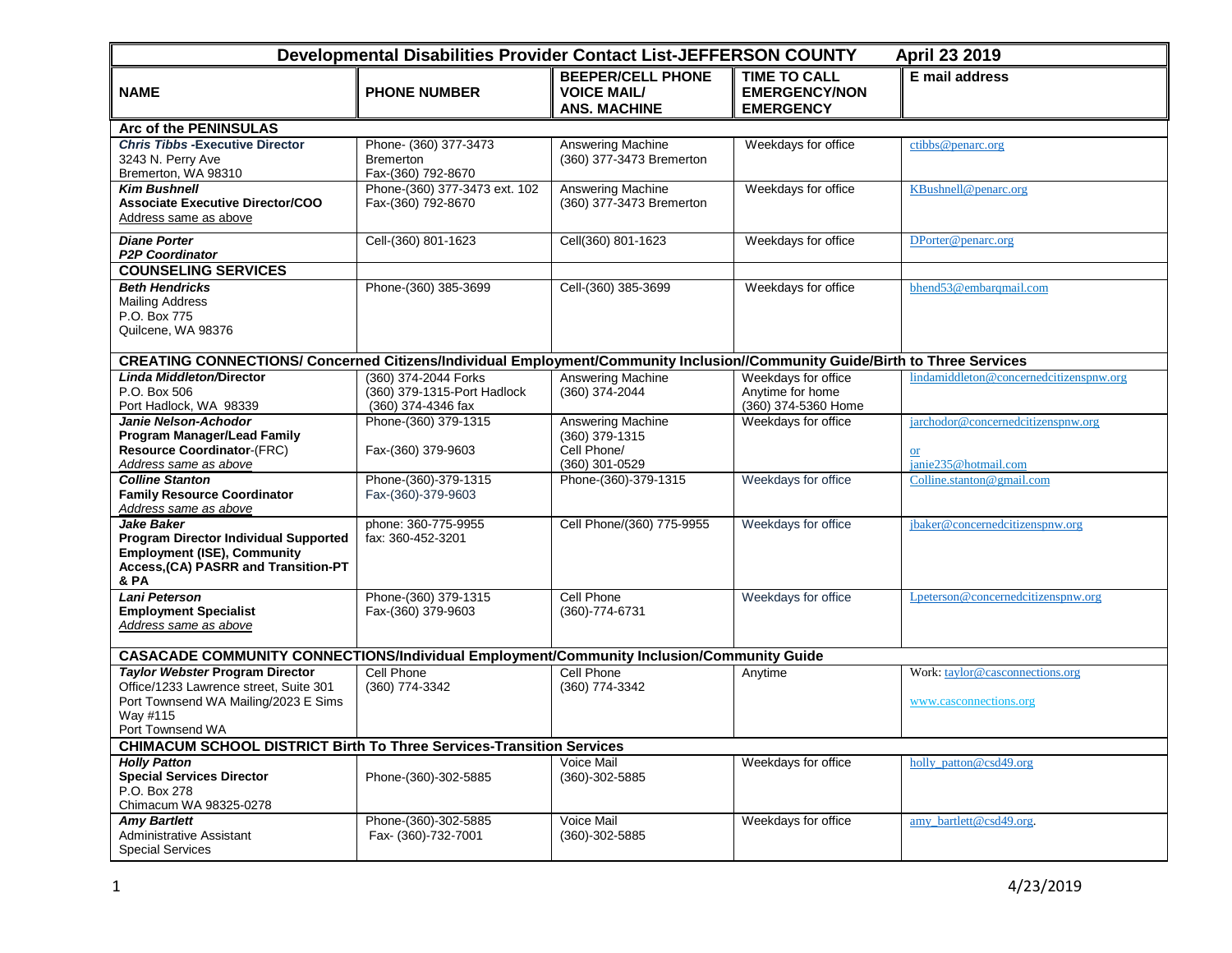| Developmental Disabilities Provider Contact List-JEFFERSON COUNTY April 23 2019 | | | | |
|---|---|---|---|---|
| **NAME** | **PHONE NUMBER** | **BEEPER/CELL PHONE VOICE MAIL/ ANS. MACHINE** | **TIME TO CALL EMERGENCY/NON EMERGENCY** | **E mail address** |
| **Arc of the PENINSULAS** | | | | |
| ***Chris Tibbs* -Executive Director**<br>3243 N. Perry Ave<br>Bremerton, WA 98310 | Phone- (360) 377-3473<br>Bremerton<br>Fax-(360) 792-8670 | Answering Machine<br>(360) 377-3473 Bremerton | Weekdays for office | ctibbs@penarc.org |
| ***Kim Bushnell***<br>**Associate Executive Director/COO**<br>Address same as above | Phone-(360) 377-3473 ext. 102<br>Fax-(360) 792-8670 | Answering Machine<br>(360) 377-3473 Bremerton | Weekdays for office | KBushnell@penarc.org |
| ***Diane Porter***<br>***P2P Coordinator*** | Cell-(360) 801-1623 | Cell(360) 801-1623 | Weekdays for office | DPorter@penarc.org |
| **COUNSELING SERVICES** | | | | |
| ***Beth Hendricks***<br>Mailing Address<br>P.O. Box 775<br>Quilcene, WA 98376 | Phone-(360) 385-3699 | Cell-(360) 385-3699 | Weekdays for office | bhend53@embarqmail.com |
| **CREATING CONNECTIONS/ Concerned Citizens/Individual Employment/Community Inclusion//Community Guide/Birth to Three Services** | | | | |
| ***Linda Middleton/*Director**<br>P.O. Box 506<br>Port Hadlock, WA 98339 | (360) 374-2044 Forks<br>(360) 379-1315-Port Hadlock<br>(360) 374-4346 fax | Answering Machine<br>(360) 374-2044 | Weekdays for office<br>Anytime for home<br>(360) 374-5360 Home | lindamiddleton@concernedcitizenspnw.org |
| ***Janie Nelson-Achodor***<br>**Program Manager/Lead Family Resource Coordinator**-(FRC)<br>*Address same as above* | Phone-(360) 379-1315<br><br>Fax-(360) 379-9603 | Answering Machine<br>(360) 379-1315<br>Cell Phone/<br>(360) 301-0529 | Weekdays for office | jarchodor@concernedcitizenspnw.org<br><br>or<br>janie235@hotmail.com |
| ***Colline Stanton***<br>**Family Resource Coordinator**<br>*Address same as above* | Phone-(360)-379-1315<br>Fax-(360)-379-9603 | Phone-(360)-379-1315 | Weekdays for office | Colline.stanton@gmail.com |
| ***Jake Baker***<br>**Program Director Individual Supported Employment (ISE), Community Access,(CA) PASRR and Transition-PT & PA** | phone: 360-775-9955<br>fax: 360-452-3201 | Cell Phone/(360) 775-9955 | Weekdays for office | jbaker@concernedcitizenspnw.org |
| ***Lani Peterson***<br>**Employment Specialist**<br>*Address same as above* | Phone-(360) 379-1315<br>Fax-(360) 379-9603 | Cell Phone<br>(360)-774-6731 | Weekdays for office | Lpeterson@concernedcitizenspnw.org |
| **CASACADE COMMUNITY CONNECTIONS/Individual Employment/Community Inclusion/Community Guide** | | | | |
| ***Taylor Webster* Program Director**<br>Office/1233 Lawrence street, Suite 301 Port Townsend WA Mailing/2023 E Sims Way #115<br>Port Townsend WA | Cell Phone<br>(360) 774-3342 | Cell Phone<br>(360) 774-3342 | Anytime | Work: taylor@casconnections.org<br><br>www.casconnections.org |
| **CHIMACUM SCHOOL DISTRICT Birth To Three Services-Transition Services** | | | | |
| ***Holly Patton***<br>**Special Services Director**<br>P.O. Box 278<br>Chimacum WA 98325-0278 | Phone-(360)-302-5885 | Voice Mail<br>(360)-302-5885 | Weekdays for office | holly_patton@csd49.org |
| ***Amy Bartlett***<br>Administrative Assistant<br>Special Services | Phone-(360)-302-5885<br>Fax- (360)-732-7001 | Voice Mail<br>(360)-302-5885 | Weekdays for office | amy_bartlett@csd49.org. |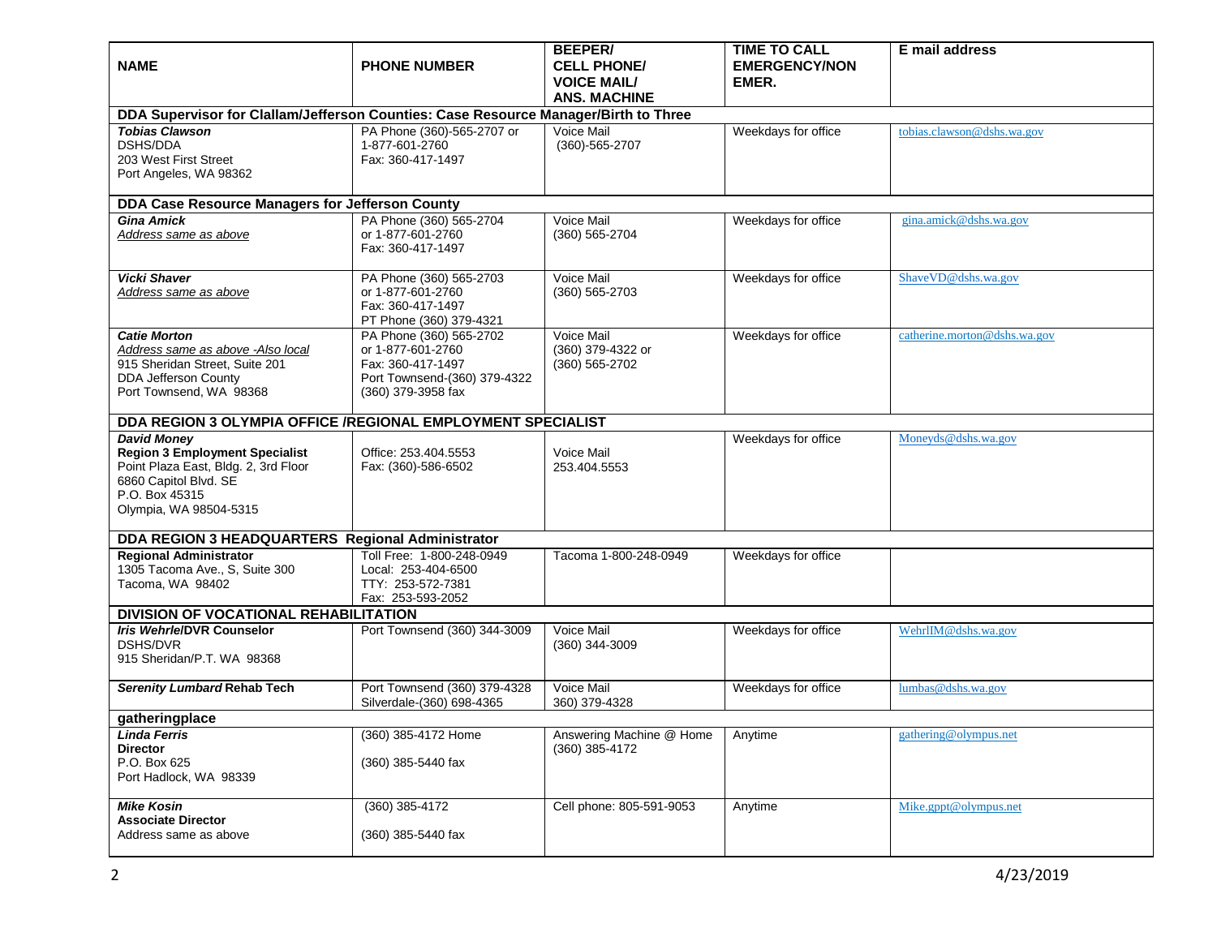| NAME | PHONE NUMBER | BEEPER/ CELL PHONE/ VOICE MAIL/ ANS. MACHINE | TIME TO CALL EMERGENCY/NON EMER. | E mail address |
|---|---|---|---|---|
| **DDA Supervisor for Clallam/Jefferson Counties: Case Resource Manager/Birth to Three** | | | | |
| ***Tobias Clawson*** DSHS/DDA 203 West First Street Port Angeles, WA 98362 | PA Phone (360)-565-2707 or 1-877-601-2760 Fax: 360-417-1497 | Voice Mail (360)-565-2707 | Weekdays for office | tobias.clawson@dshs.wa.gov |
| **DDA Case Resource Managers for Jefferson County** | | | | |
| ***Gina Amick*** *Address same as above* | PA Phone (360) 565-2704 or 1-877-601-2760 Fax: 360-417-1497 | Voice Mail (360) 565-2704 | Weekdays for office | gina.amick@dshs.wa.gov |
| ***Vicki Shaver*** *Address same as above* | PA Phone (360) 565-2703 or 1-877-601-2760 Fax: 360-417-1497 PT Phone (360) 379-4321 | Voice Mail (360) 565-2703 | Weekdays for office | ShaveVD@dshs.wa.gov |
| ***Catie Morton*** *Address same as above -Also local* 915 Sheridan Street, Suite 201 DDA Jefferson County Port Townsend, WA 98368 | PA Phone (360) 565-2702 or 1-877-601-2760 Fax: 360-417-1497 Port Townsend-(360) 379-4322 (360) 379-3958 fax | Voice Mail (360) 379-4322 or (360) 565-2702 | Weekdays for office | catherine.morton@dshs.wa.gov |
| **DDA REGION 3 OLYMPIA OFFICE /REGIONAL EMPLOYMENT SPECIALIST** | | | | |
| ***David Money*** **Region 3 Employment Specialist** Point Plaza East, Bldg. 2, 3rd Floor 6860 Capitol Blvd. SE P.O. Box 45315 Olympia, WA 98504-5315 | Office: 253.404.5553 Fax: (360)-586-6502 | Voice Mail 253.404.5553 | Weekdays for office | Moneyds@dshs.wa.gov |
| **DDA REGION 3 HEADQUARTERS Regional Administrator** | | | | |
| **Regional Administrator** 1305 Tacoma Ave., S, Suite 300 Tacoma, WA 98402 | Toll Free: 1-800-248-0949 Local: 253-404-6500 TTY: 253-572-7381 Fax: 253-593-2052 | Tacoma 1-800-248-0949 | Weekdays for office | |
| **DIVISION OF VOCATIONAL REHABILITATION** | | | | |
| ***Iris Wehrle*DVR Counselor** DSHS/DVR 915 Sheridan/P.T. WA 98368 | Port Townsend (360) 344-3009 | Voice Mail (360) 344-3009 | Weekdays for office | WehrlIM@dshs.wa.gov |
| ***Serenity Lumbard* Rehab Tech** | Port Townsend (360) 379-4328 Silverdale-(360) 698-4365 | Voice Mail 360) 379-4328 | Weekdays for office | lumbas@dshs.wa.gov |
| **gatheringplace** | | | | |
| ***Linda Ferris*** **Director** P.O. Box 625 Port Hadlock, WA 98339 | (360) 385-4172 Home (360) 385-5440 fax | Answering Machine @ Home (360) 385-4172 | Anytime | gathering@olympus.net |
| ***Mike Kosin*** **Associate Director** Address same as above | (360) 385-4172 (360) 385-5440 fax | Cell phone: 805-591-9053 | Anytime | Mike.gppt@olympus.net |

4/23/2019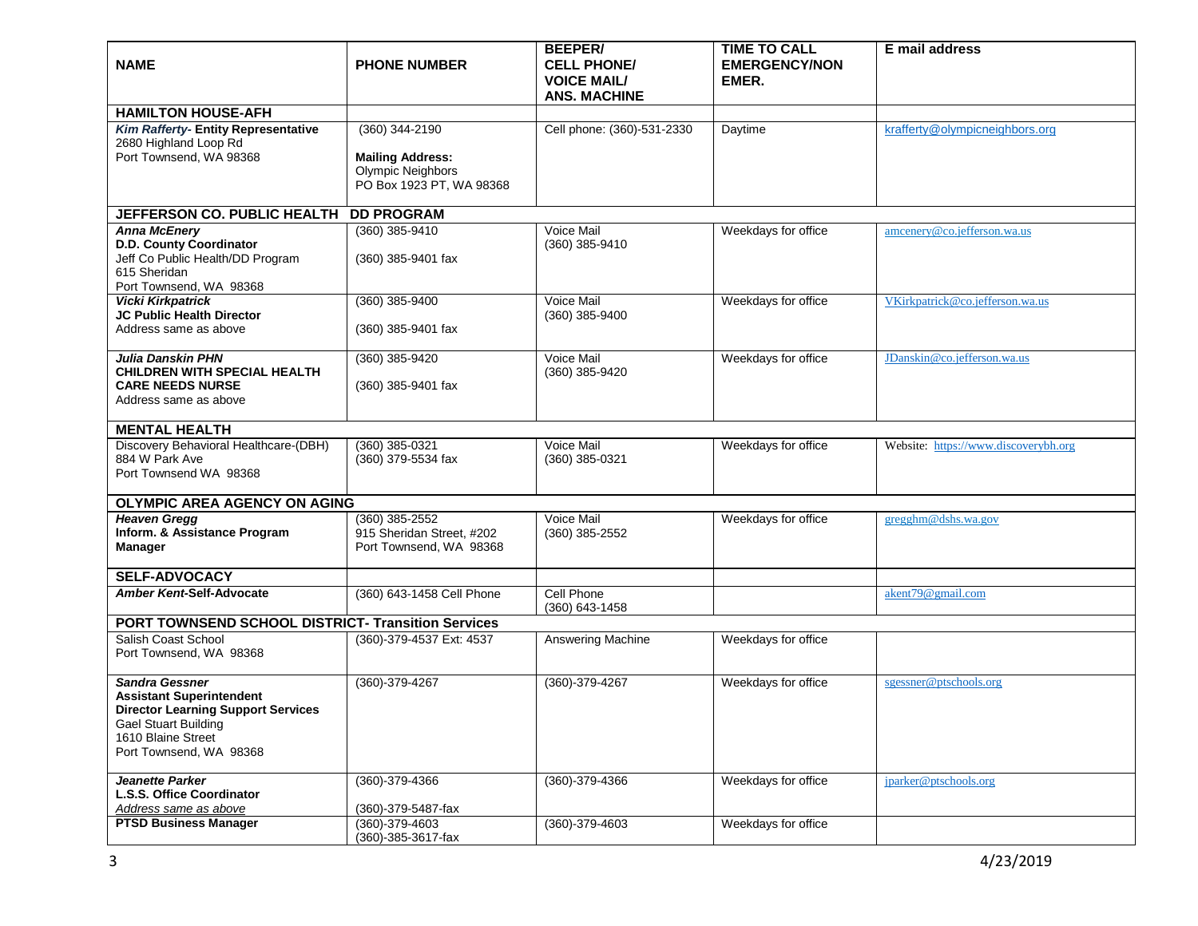| NAME | PHONE NUMBER | BEEPER/ CELL PHONE/ VOICE MAIL/ ANS. MACHINE | TIME TO CALL EMERGENCY/NON EMER. | E mail address |
|---|---|---|---|---|
| **HAMILTON HOUSE-AFH** | | | | |
| ***Kim Rafferty*- Entity Representative**<br>2680 Highland Loop Rd<br>Port Townsend, WA 98368 | (360) 344-2190<br><br>**Mailing Address:**<br>Olympic Neighbors<br>PO Box 1923 PT, WA 98368 | Cell phone: (360)-531-2330 | Daytime | krafferty@olympicneighbors.org |
| **JEFFERSON CO. PUBLIC HEALTH DD PROGRAM** | | | | |
| ***Anna McEnery***<br>**D.D. County Coordinator**<br>Jeff Co Public Health/DD Program<br>615 Sheridan<br>Port Townsend, WA 98368 | (360) 385-9410<br><br>(360) 385-9401 fax | Voice Mail<br>(360) 385-9410 | Weekdays for office | amcenery@co.jefferson.wa.us |
| ***Vicki Kirkpatrick***<br>**JC Public Health Director**<br>Address same as above | (360) 385-9400<br><br>(360) 385-9401 fax | Voice Mail<br>(360) 385-9400 | Weekdays for office | VKirkpatrick@co.jefferson.wa.us |
| ***Julia Danskin PHN***<br>**CHILDREN WITH SPECIAL HEALTH CARE NEEDS NURSE**<br>Address same as above | (360) 385-9420<br><br>(360) 385-9401 fax | Voice Mail<br>(360) 385-9420 | Weekdays for office | JDanskin@co.jefferson.wa.us |
| **MENTAL HEALTH** | | | | |
| Discovery Behavioral Healthcare-(DBH)<br>884 W Park Ave<br>Port Townsend WA 98368 | (360) 385-0321<br>(360) 379-5534 fax | Voice Mail<br>(360) 385-0321 | Weekdays for office | Website: https://www.discoverybh.org |
| **OLYMPIC AREA AGENCY ON AGING** | | | | |
| ***Heaven Gregg***<br>**Inform. & Assistance Program Manager** | (360) 385-2552<br>915 Sheridan Street, #202<br>Port Townsend, WA 98368 | Voice Mail<br>(360) 385-2552 | Weekdays for office | gregghm@dshs.wa.gov |
| **SELF-ADVOCACY** | | | | |
| ***Amber Kent*-Self-Advocate** | (360) 643-1458 Cell Phone | Cell Phone<br>(360) 643-1458 | | akent79@gmail.com |
| **PORT TOWNSEND SCHOOL DISTRICT- Transition Services** | | | | |
| Salish Coast School<br>Port Townsend, WA 98368 | (360)-379-4537 Ext: 4537 | Answering Machine | Weekdays for office | |
| ***Sandra Gessner***<br>**Assistant Superintendent**<br>**Director Learning Support Services**<br>Gael Stuart Building<br>1610 Blaine Street<br>Port Townsend, WA 98368 | (360)-379-4267 | (360)-379-4267 | Weekdays for office | sgessner@ptschools.org |
| ***Jeanette Parker***<br>**L.S.S. Office Coordinator**<br>Address same as above | (360)-379-4366<br><br>(360)-379-5487-fax | (360)-379-4366 | Weekdays for office | jparker@ptschools.org |
| **PTSD Business Manager** | (360)-379-4603<br>(360)-385-3617-fax | (360)-379-4603 | Weekdays for office | |

4/23/2019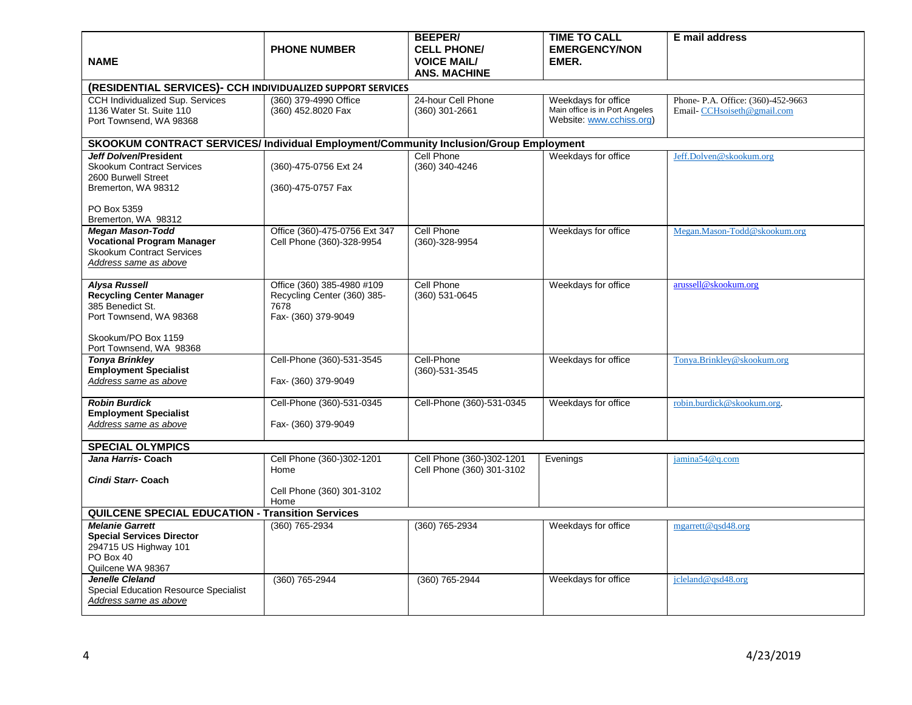| NAME | PHONE NUMBER | BEEPER/ CELL PHONE/ VOICE MAIL/ ANS. MACHINE | TIME TO CALL EMERGENCY/NON EMER. | E mail address |
|---|---|---|---|---|
| **(RESIDENTIAL SERVICES)- CCH INDIVIDUALIZED SUPPORT SERVICES** | | | | |
| CCH Individualized Sup. Services<br>1136 Water St. Suite 110<br>Port Townsend, WA 98368 | (360) 379-4990 Office<br>(360) 452.8020 Fax | 24-hour Cell Phone<br>(360) 301-2661 | Weekdays for office<br>Main office is in Port Angeles<br>Website: www.cchiss.org) | Phone- P.A. Office: (360)-452-9663<br>Email- CCHsoiseth@gmail.com |
| **SKOOKUM CONTRACT SERVICES/ Individual Employment/Community Inclusion/Group Employment** | | | | |
| ***Jeff Dolven*/President**<br>Skookum Contract Services<br>2600 Burwell Street<br>Bremerton, WA 98312<br><br>PO Box 5359<br>Bremerton, WA 98312 | (360)-475-0756 Ext 24<br><br>(360)-475-0757 Fax | Cell Phone<br>(360) 340-4246 | Weekdays for office | Jeff.Dolven@skookum.org |
| ***Megan Mason-Todd***<br>**Vocational Program Manager**<br>Skookum Contract Services<br>*Address same as above* | Office (360)-475-0756 Ext 347<br>Cell Phone (360)-328-9954 | Cell Phone<br>(360)-328-9954 | Weekdays for office | Megan.Mason-Todd@skookum.org |
| ***Alysa Russell***<br>**Recycling Center Manager**<br>385 Benedict St.<br>Port Townsend, WA 98368<br><br>Skookum/PO Box 1159<br>Port Townsend, WA 98368 | Office (360) 385-4980 #109<br>Recycling Center (360) 385-7678<br>Fax- (360) 379-9049 | Cell Phone<br>(360) 531-0645 | Weekdays for office | arussell@skookum.org |
| ***Tonya Brinkley***<br>**Employment Specialist**<br>*Address same as above* | Cell-Phone (360)-531-3545<br><br>Fax- (360) 379-9049 | Cell-Phone<br>(360)-531-3545 | Weekdays for office | Tonya.Brinkley@skookum.org |
| ***Robin Burdick***<br>**Employment Specialist**<br>*Address same as above* | Cell-Phone (360)-531-0345<br><br>Fax- (360) 379-9049 | Cell-Phone (360)-531-0345 | Weekdays for office | robin.burdick@skookum.org. |
| **SPECIAL OLYMPICS** | | | | |
| ***Jana Harris*- Coach**<br><br>***Cindi Starr*- Coach** | Cell Phone (360-)302-1201<br>Home<br><br>Cell Phone (360) 301-3102<br>Home | Cell Phone (360-)302-1201<br>Cell Phone (360) 301-3102 | Evenings | jamina54@q.com |
| **QUILCENE SPECIAL EDUCATION - Transition Services** | | | | |
| ***Melanie Garrett***<br>**Special Services Director**<br>294715 US Highway 101<br>PO Box 40<br>Quilcene WA 98367 | (360) 765-2934 | (360) 765-2934 | Weekdays for office | mgarrett@qsd48.org |
| ***Jenelle Cleland***<br>Special Education Resource Specialist<br>*Address same as above* | (360) 765-2944 | (360) 765-2944 | Weekdays for office | jcleland@qsd48.org |

4/23/2019